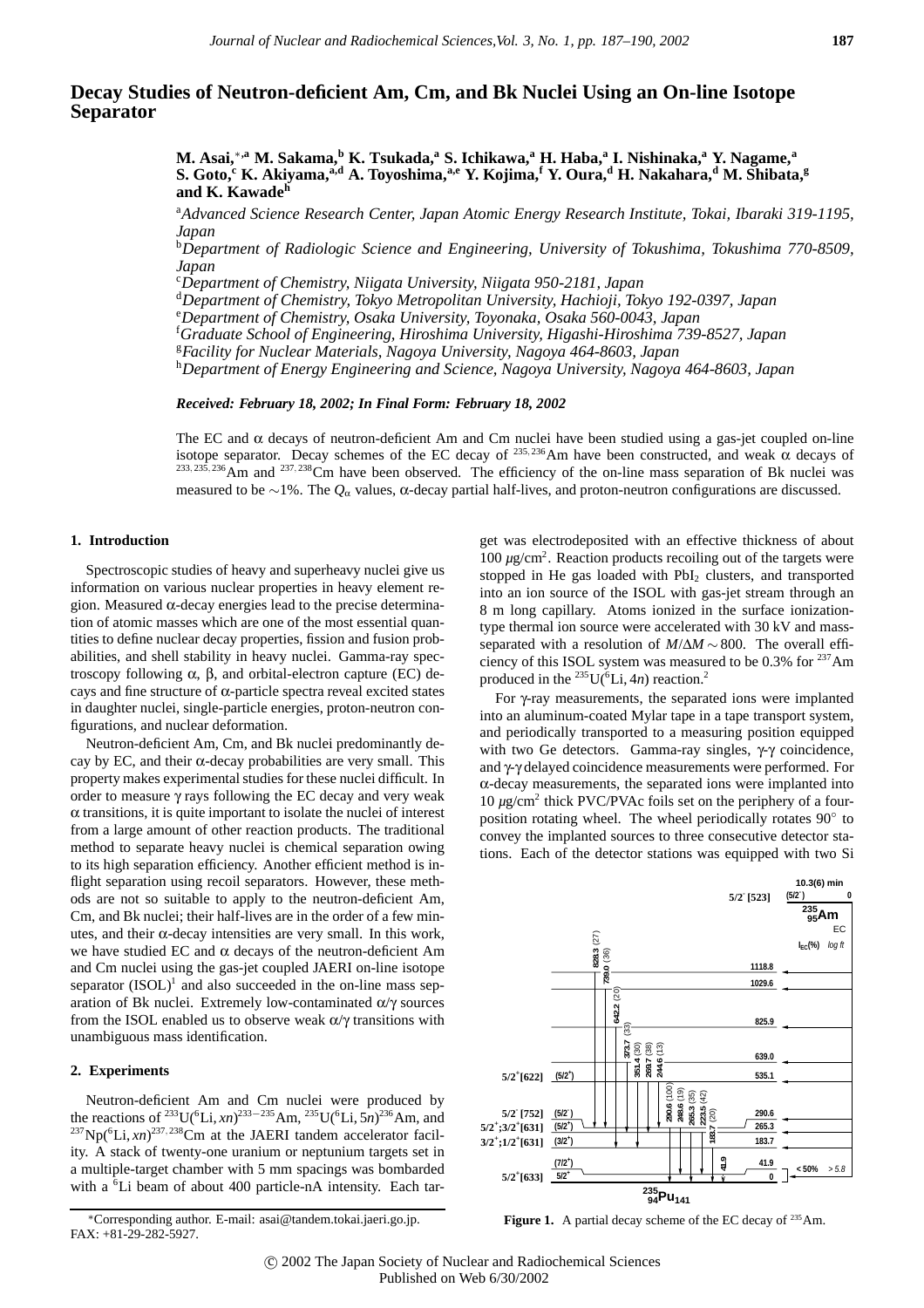# Decay Studies of Neutron-deficient Am, Cm, and Bk Nuclei Using an On-line Isotope Separator

**M. Asai,**[*,a] **M. Sakama,**[b] **K. Tsukada,**[a] **S. Ichikawa,**[a] **H. Haba,**[a] **I. Nishinaka,**[a] **Y. Nagame,**[a] **S. Goto,**[c] **K. Akiyama,**[a,d] **A. Toyoshima,**[a,e] **Y. Kojima,**[f] **Y. Oura,**[d] **H. Nakahara,**[d] **M. Shibata,**[g] **and K. Kawade**[h]

[a]*Advanced Science Research Center, Japan Atomic Energy Research Institute, Tokai, Ibaraki 319-1195, Japan*
[b]*Department of Radiologic Science and Engineering, University of Tokushima, Tokushima 770-8509, Japan*
[c]*Department of Chemistry, Niigata University, Niigata 950-2181, Japan*
[d]*Department of Chemistry, Tokyo Metropolitan University, Hachioji, Tokyo 192-0397, Japan*
[e]*Department of Chemistry, Osaka University, Toyonaka, Osaka 560-0043, Japan*
[f]*Graduate School of Engineering, Hiroshima University, Higashi-Hiroshima 739-8527, Japan*
[g]*Facility for Nuclear Materials, Nagoya University, Nagoya 464-8603, Japan*
[h]*Department of Energy Engineering and Science, Nagoya University, Nagoya 464-8603, Japan*

***Received: February 18, 2002; In Final Form: February 18, 2002***

The EC and α decays of neutron-deficient Am and Cm nuclei have been studied using a gas-jet coupled on-line isotope separator. Decay schemes of the EC decay of $^{235,236}$Am have been constructed, and weak α decays of $^{233,235,236}$Am and $^{237,238}$Cm have been observed. The efficiency of the on-line mass separation of Bk nuclei was measured to be ∼1%. The $Q_\alpha$ values, α-decay partial half-lives, and proton-neutron configurations are discussed.

## 1. Introduction

Spectroscopic studies of heavy and superheavy nuclei give us information on various nuclear properties in heavy element region. Measured α-decay energies lead to the precise determination of atomic masses which are one of the most essential quantities to define nuclear decay properties, fission and fusion probabilities, and shell stability in heavy nuclei. Gamma-ray spectroscopy following α, β, and orbital-electron capture (EC) decays and fine structure of α-particle spectra reveal excited states in daughter nuclei, single-particle energies, proton-neutron configurations, and nuclear deformation.

Neutron-deficient Am, Cm, and Bk nuclei predominantly decay by EC, and their α-decay probabilities are very small. This property makes experimental studies for these nuclei difficult. In order to measure γ rays following the EC decay and very weak α transitions, it is quite important to isolate the nuclei of interest from a large amount of other reaction products. The traditional method to separate heavy nuclei is chemical separation owing to its high separation efficiency. Another efficient method is in-flight separation using recoil separators. However, these methods are not so suitable to apply to the neutron-deficient Am, Cm, and Bk nuclei; their half-lives are in the order of a few minutes, and their α-decay intensities are very small. In this work, we have studied EC and α decays of the neutron-deficient Am and Cm nuclei using the gas-jet coupled JAERI on-line isotope separator (ISOL)[1] and also succeeded in the on-line mass separation of Bk nuclei. Extremely low-contaminated α/γ sources from the ISOL enabled us to observe weak α/γ transitions with unambiguous mass identification.

## 2. Experiments

Neutron-deficient Am and Cm nuclei were produced by the reactions of $^{233}$U($^6$Li, $xn$)$^{233-235}$Am, $^{235}$U($^6$Li, 5$n$)$^{236}$Am, and $^{237}$Np($^6$Li, $xn$)$^{237,238}$Cm at the JAERI tandem accelerator facility. A stack of twenty-one uranium or neptunium targets set in a multiple-target chamber with 5 mm spacings was bombarded with a $^6$Li beam of about 400 particle-nA intensity. Each target was electrodeposited with an effective thickness of about 100 $\mu$g/cm$^2$. Reaction products recoiling out of the targets were stopped in He gas loaded with $PbI_2$ clusters, and transported into an ion source of the ISOL with gas-jet stream through an 8 m long capillary. Atoms ionized in the surface ionization-type thermal ion source were accelerated with 30 kV and mass-separated with a resolution of $M/\Delta M \sim 800$. The overall efficiency of this ISOL system was measured to be 0.3% for $^{237}$Am produced in the $^{235}$U($^6$Li, 4$n$) reaction.[2]

For γ-ray measurements, the separated ions were implanted into an aluminum-coated Mylar tape in a tape transport system, and periodically transported to a measuring position equipped with two Ge detectors. Gamma-ray singles, γ-γ coincidence, and γ-γ delayed coincidence measurements were performed. For α-decay measurements, the separated ions were implanted into 10 $\mu$g/cm$^2$ thick PVC/PVAc foils set on the periphery of a four-position rotating wheel. The wheel periodically rotates 90° to convey the implanted sources to three consecutive detector stations. Each of the detector stations was equipped with two Si

**Figure 1.** A partial decay scheme of the EC decay of $^{235}$Am.

*Corresponding author. E-mail: asai@tandem.tokai.jaeri.go.jp. FAX: +81-29-282-5927.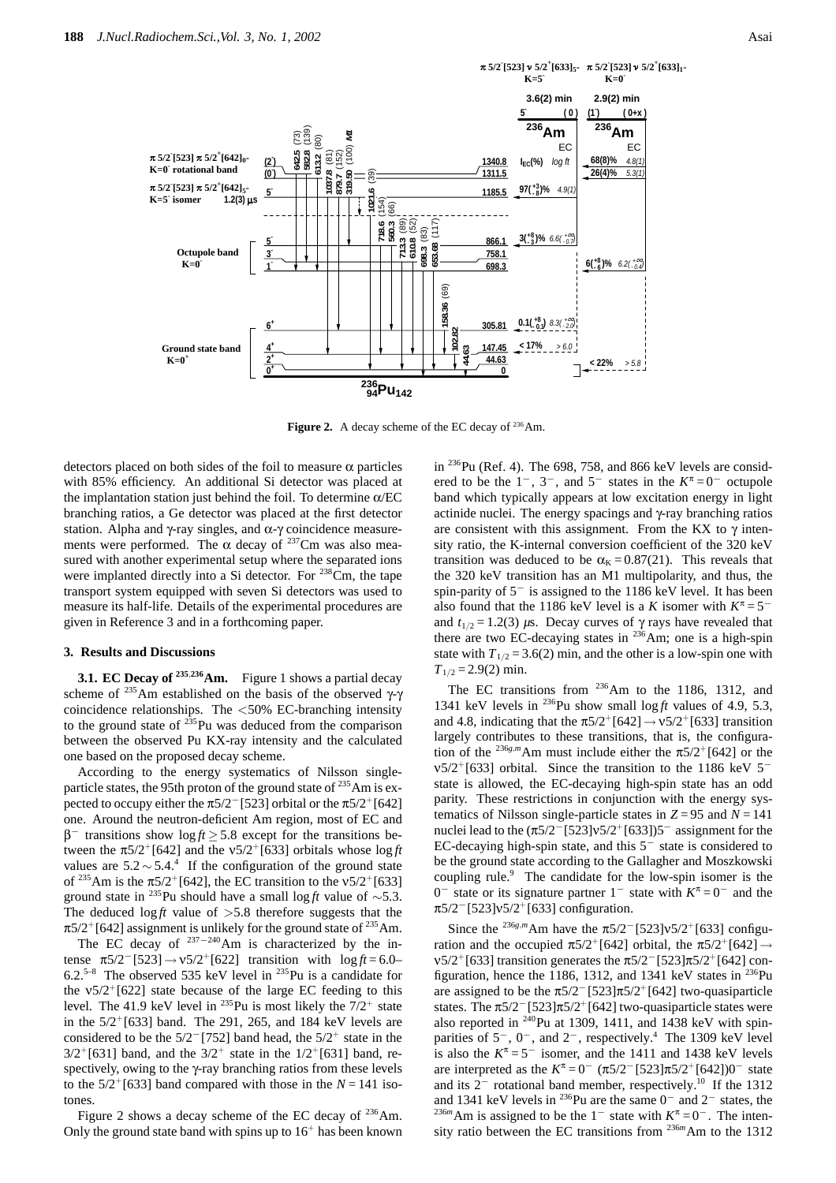**Figure 2.** A decay scheme of the EC decay of $^{236}$Am.

detectors placed on both sides of the foil to measure α particles with 85% efficiency. An additional Si detector was placed at the implantation station just behind the foil. To determine α/EC branching ratios, a Ge detector was placed at the first detector station. Alpha and γ-ray singles, and α-γ coincidence measurements were performed. The α decay of $^{237}$Cm was also measured with another experimental setup where the separated ions were implanted directly into a Si detector. For $^{238}$Cm, the tape transport system equipped with seven Si detectors was used to measure its half-life. Details of the experimental procedures are given in Reference 3 and in a forthcoming paper.

### 3. Results and Discussions

**3.1. EC Decay of $^{235,236}$Am.** Figure 1 shows a partial decay scheme of $^{235}$Am established on the basis of the observed γ-γ coincidence relationships. The <50% EC-branching intensity to the ground state of $^{235}$Pu was deduced from the comparison between the observed Pu KX-ray intensity and the calculated one based on the proposed decay scheme.

According to the energy systematics of Nilsson single-particle states, the 95th proton of the ground state of $^{235}$Am is expected to occupy either the $\pi5/2^-[523]$ orbital or the $\pi5/2^+[642]$ one. Around the neutron-deficient Am region, most of EC and $\beta^-$ transitions show $\log ft \geq 5.8$ except for the transitions between the $\pi5/2^+[642]$ and the $\nu5/2^+[633]$ orbitals whose $\log ft$ values are $5.2\sim5.4$.[4] If the configuration of the ground state of $^{235}$Am is the $\pi5/2^+[642]$, the EC transition to the $\nu5/2^+[633]$ ground state in $^{235}$Pu should have a small $\log ft$ value of ~5.3. The deduced $\log ft$ value of >5.8 therefore suggests that the $\pi5/2^+[642]$ assignment is unlikely for the ground state of $^{235}$Am.

The EC decay of $^{237-240}$Am is characterized by the intense $\pi5/2^-[523]\rightarrow\nu5/2^+[622]$ transition with $\log ft = 6.0$–$6.2$.[5–8] The observed 535 keV level in $^{235}$Pu is a candidate for the $\nu5/2^+[622]$ state because of the large EC feeding to this level. The 41.9 keV level in $^{235}$Pu is most likely the $7/2^+$ state in the $5/2^+[633]$ band. The 291, 265, and 184 keV levels are considered to be the $5/2^-[752]$ band head, the $5/2^+$ state in the $3/2^+[631]$ band, and the $3/2^+$ state in the $1/2^+[631]$ band, respectively, owing to the γ-ray branching ratios from these levels to the $5/2^+[633]$ band compared with those in the $N = 141$ isotones.

Figure 2 shows a decay scheme of the EC decay of $^{236}$Am. Only the ground state band with spins up to $16^+$ has been known in $^{236}$Pu (Ref. 4). The 698, 758, and 866 keV levels are considered to be the $1^-$, $3^-$, and $5^-$ states in the $K^\pi = 0^-$ octupole band which typically appears at low excitation energy in light actinide nuclei. The energy spacings and γ-ray branching ratios are consistent with this assignment. From the KX to γ intensity ratio, the K-internal conversion coefficient of the 320 keV transition was deduced to be $\alpha_K = 0.87(21)$. This reveals that the 320 keV transition has an M1 multipolarity, and thus, the spin-parity of $5^-$ is assigned to the 1186 keV level. It has been also found that the 1186 keV level is a $K$ isomer with $K^\pi = 5^-$ and $t_{1/2} = 1.2(3)$ μs. Decay curves of γ rays have revealed that there are two EC-decaying states in $^{236}$Am; one is a high-spin state with $T_{1/2} = 3.6(2)$ min, and the other is a low-spin one with $T_{1/2} = 2.9(2)$ min.

The EC transitions from $^{236}$Am to the 1186, 1312, and 1341 keV levels in $^{236}$Pu show small $\log ft$ values of 4.9, 5.3, and 4.8, indicating that the $\pi5/2^+[642]\rightarrow\nu5/2^+[633]$ transition largely contributes to these transitions, that is, the configuration of the $^{236g,m}$Am must include either the $\pi5/2^+[642]$ or the $\nu5/2^+[633]$ orbital. Since the transition to the 1186 keV $5^-$ state is allowed, the EC-decaying high-spin state has an odd parity. These restrictions in conjunction with the energy systematics of Nilsson single-particle states in $Z = 95$ and $N = 141$ nuclei lead to the $(\pi5/2^-[523]\nu5/2^+[633])5^-$ assignment for the EC-decaying high-spin state, and this $5^-$ state is considered to be the ground state according to the Gallagher and Moszkowski coupling rule.[9] The candidate for the low-spin isomer is the $0^-$ state or its signature partner $1^-$ state with $K^\pi = 0^-$ and the $\pi5/2^-[523]\nu5/2^+[633]$ configuration.

Since the $^{236g,m}$Am have the $\pi5/2^-[523]\nu5/2^+[633]$ configuration and the occupied $\pi5/2^+[642]$ orbital, the $\pi5/2^+[642]\rightarrow\nu5/2^+[633]$ transition generates the $\pi5/2^-[523]\pi5/2^+[642]$ configuration, hence the 1186, 1312, and 1341 keV states in $^{236}$Pu are assigned to be the $\pi5/2^-[523]\pi5/2^+[642]$ two-quasiparticle states. The $\pi5/2^-[523]\pi5/2^+[642]$ two-quasiparticle states were also reported in $^{240}$Pu at 1309, 1411, and 1438 keV with spin-parities of $5^-$, $0^-$, and $2^-$, respectively.[4] The 1309 keV level is also the $K^\pi = 5^-$ isomer, and the 1411 and 1438 keV levels are interpreted as the $K^\pi = 0^-$ $(\pi5/2^-[523]\pi5/2^+[642])0^-$ state and its $2^-$ rotational band member, respectively.[10] If the 1312 and 1341 keV levels in $^{236}$Pu are the same $0^-$ and $2^-$ states, the $^{236m}$Am is assigned to be the $1^-$ state with $K^\pi = 0^-$. The intensity ratio between the EC transitions from $^{236m}$Am to the 1312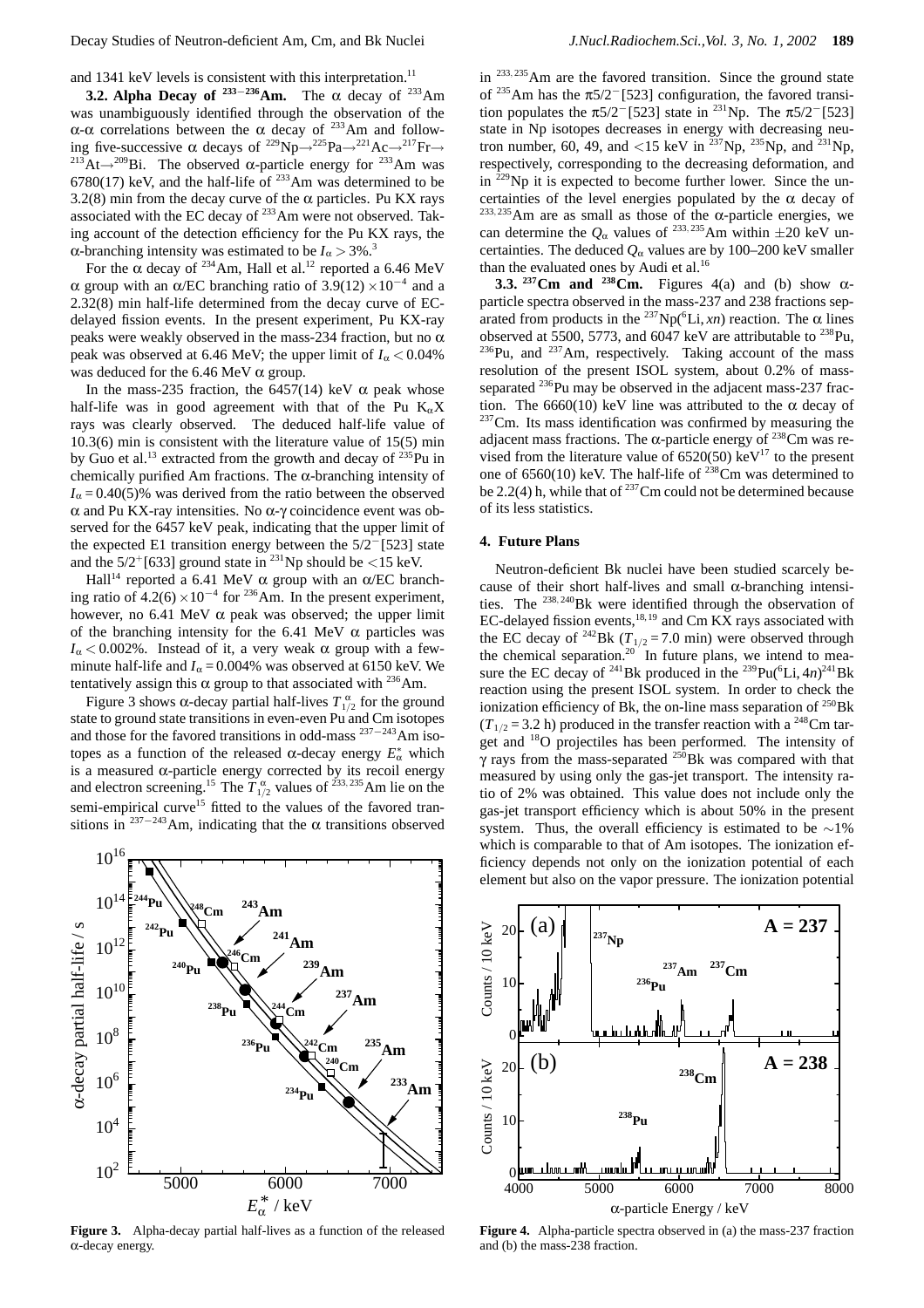and 1341 keV levels is consistent with this interpretation.[11]

**3.2. Alpha Decay of $^{233-236}$Am.** The α decay of $^{233}$Am was unambiguously identified through the observation of the α-α correlations between the α decay of $^{233}$Am and following five-successive α decays of $^{229}$Np→$^{225}$Pa→$^{221}$Ac→$^{217}$Fr→$^{213}$At→$^{209}$Bi. The observed α-particle energy for $^{233}$Am was 6780(17) keV, and the half-life of $^{233}$Am was determined to be 3.2(8) min from the decay curve of the α particles. Pu KX rays associated with the EC decay of $^{233}$Am were not observed. Taking account of the detection efficiency for the Pu KX rays, the α-branching intensity was estimated to be $I_\alpha > 3\%$.[3]

For the α decay of $^{234}$Am, Hall et al.[12] reported a 6.46 MeV α group with an α/EC branching ratio of $3.9(12)\times10^{-4}$ and a 2.32(8) min half-life determined from the decay curve of EC-delayed fission events. In the present experiment, Pu KX-ray peaks were weakly observed in the mass-234 fraction, but no α peak was observed at 6.46 MeV; the upper limit of $I_\alpha < 0.04\%$ was deduced for the 6.46 MeV α group.

In the mass-235 fraction, the 6457(14) keV α peak whose half-life was in good agreement with that of the Pu $K_\alpha X$ rays was clearly observed. The deduced half-life value of 10.3(6) min is consistent with the literature value of 15(5) min by Guo et al.[13] extracted from the growth and decay of $^{235}$Pu in chemically purified Am fractions. The α-branching intensity of $I_\alpha = 0.40(5)\%$ was derived from the ratio between the observed α and Pu KX-ray intensities. No α-γ coincidence event was observed for the 6457 keV peak, indicating that the upper limit of the expected E1 transition energy between the $5/2^-[523]$ state and the $5/2^+[633]$ ground state in $^{231}$Np should be <15 keV.

Hall[14] reported a 6.41 MeV α group with an α/EC branching ratio of $4.2(6)\times10^{-4}$ for $^{236}$Am. In the present experiment, however, no 6.41 MeV α peak was observed; the upper limit of the branching intensity for the 6.41 MeV α particles was $I_\alpha < 0.002\%$. Instead of it, a very weak α group with a few-minute half-life and $I_\alpha = 0.004\%$ was observed at 6150 keV. We tentatively assign this α group to that associated with $^{236}$Am.

Figure 3 shows α-decay partial half-lives $T^{\alpha}_{1/2}$ for the ground state to ground state transitions in even-even Pu and Cm isotopes and those for the favored transitions in odd-mass $^{237-243}$Am isotopes as a function of the released α-decay energy $E^*_\alpha$ which is a measured α-particle energy corrected by its recoil energy and electron screening.[15] The $T^{\alpha}_{1/2}$ values of $^{233,235}$Am lie on the semi-empirical curve[15] fitted to the values of the favored transitions in $^{237-243}$Am, indicating that the α transitions observed in $^{233,235}$Am are the favored transition. Since the ground state of $^{235}$Am has the $\pi5/2^-[523]$ configuration, the favored transition populates the $\pi5/2^-[523]$ state in $^{231}$Np. The $\pi5/2^-[523]$ state in Np isotopes decreases in energy with decreasing neutron number, 60, 49, and <15 keV in $^{237}$Np, $^{235}$Np, and $^{231}$Np, respectively, corresponding to the decreasing deformation, and in $^{229}$Np it is expected to become further lower. Since the uncertainties of the level energies populated by the α decay of $^{233,235}$Am are as small as those of the α-particle energies, we can determine the $Q_\alpha$ values of $^{233,235}$Am within ±20 keV uncertainties. The deduced $Q_\alpha$ values are by 100–200 keV smaller than the evaluated ones by Audi et al.[16]

**Figure 3.** Alpha-decay partial half-lives as a function of the released α-decay energy.

**3.3. $^{237}$Cm and $^{238}$Cm.** Figures 4(a) and (b) show α-particle spectra observed in the mass-237 and 238 fractions separated from products in the $^{237}$Np($^6$Li, *xn*) reaction. The α lines observed at 5500, 5773, and 6047 keV are attributable to $^{238}$Pu, $^{236}$Pu, and $^{237}$Am, respectively. Taking account of the mass resolution of the present ISOL system, about 0.2% of mass-separated $^{236}$Pu may be observed in the adjacent mass-237 fraction. The 6660(10) keV line was attributed to the α decay of $^{237}$Cm. Its mass identification was confirmed by measuring the adjacent mass fractions. The α-particle energy of $^{238}$Cm was revised from the literature value of 6520(50) keV[17] to the present one of 6560(10) keV. The half-life of $^{238}$Cm was determined to be 2.2(4) h, while that of $^{237}$Cm could not be determined because of its less statistics.

## 4. Future Plans

Neutron-deficient Bk nuclei have been studied scarcely because of their short half-lives and small α-branching intensities. The $^{238,240}$Bk were identified through the observation of EC-delayed fission events,[18,19] and Cm KX rays associated with the EC decay of $^{242}$Bk ($T_{1/2} = 7.0$ min) were observed through the chemical separation.[20] In future plans, we intend to measure the EC decay of $^{241}$Bk produced in the $^{239}$Pu($^6$Li, 4*n*)$^{241}$Bk reaction using the present ISOL system. In order to check the ionization efficiency of Bk, the on-line mass separation of $^{250}$Bk ($T_{1/2} = 3.2$ h) produced in the transfer reaction with a $^{248}$Cm target and $^{18}$O projectiles has been performed. The intensity of γ rays from the mass-separated $^{250}$Bk was compared with that measured by using only the gas-jet transport. The intensity ratio of 2% was obtained. This value does not include only the gas-jet transport efficiency which is about 50% in the present system. Thus, the overall efficiency is estimated to be ~1% which is comparable to that of Am isotopes. The ionization efficiency depends not only on the ionization potential of each element but also on the vapor pressure. The ionization potential

**Figure 4.** Alpha-particle spectra observed in (a) the mass-237 fraction and (b) the mass-238 fraction.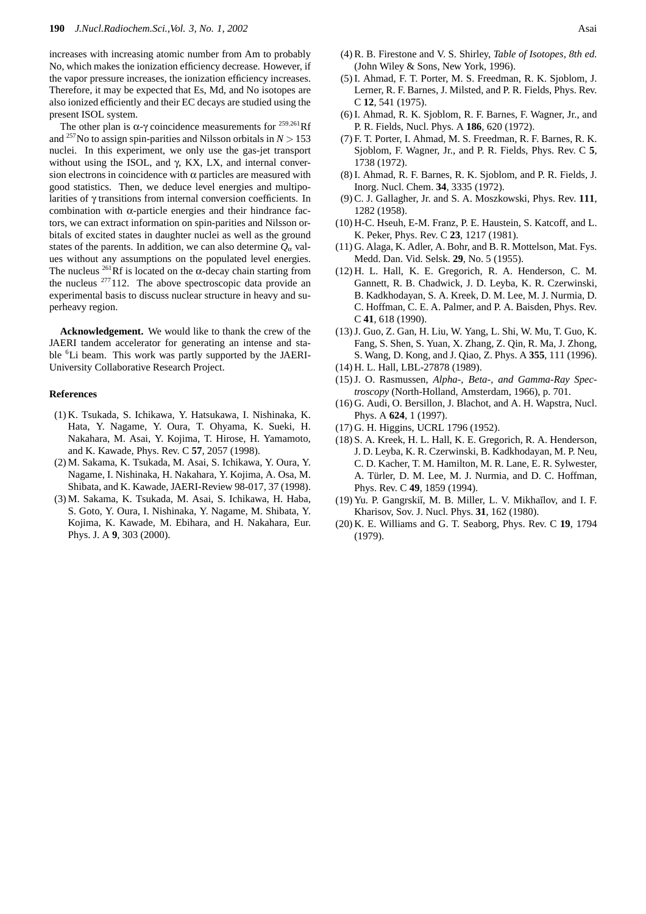increases with increasing atomic number from Am to probably No, which makes the ionization efficiency decrease. However, if the vapor pressure increases, the ionization efficiency increases. Therefore, it may be expected that Es, Md, and No isotopes are also ionized efficiently and their EC decays are studied using the present ISOL system.

The other plan is α-γ coincidence measurements for $^{259,261}$Rf and $^{257}$No to assign spin-parities and Nilsson orbitals in $N > 153$ nuclei. In this experiment, we only use the gas-jet transport without using the ISOL, and γ, KX, LX, and internal conversion electrons in coincidence with α particles are measured with good statistics. Then, we deduce level energies and multipolarities of γ transitions from internal conversion coefficients. In combination with α-particle energies and their hindrance factors, we can extract information on spin-parities and Nilsson orbitals of excited states in daughter nuclei as well as the ground states of the parents. In addition, we can also determine $Q_\alpha$ values without any assumptions on the populated level energies. The nucleus $^{261}$Rf is located on the α-decay chain starting from the nucleus $^{277}$112. The above spectroscopic data provide an experimental basis to discuss nuclear structure in heavy and superheavy region.

**Acknowledgement.** We would like to thank the crew of the JAERI tandem accelerator for generating an intense and stable $^{6}$Li beam. This work was partly supported by the JAERI-University Collaborative Research Project.

## References

(1) K. Tsukada, S. Ichikawa, Y. Hatsukawa, I. Nishinaka, K. Hata, Y. Nagame, Y. Oura, T. Ohyama, K. Sueki, H. Nakahara, M. Asai, Y. Kojima, T. Hirose, H. Yamamoto, and K. Kawade, Phys. Rev. C **57**, 2057 (1998).

(2) M. Sakama, K. Tsukada, M. Asai, S. Ichikawa, Y. Oura, Y. Nagame, I. Nishinaka, H. Nakahara, Y. Kojima, A. Osa, M. Shibata, and K. Kawade, JAERI-Review 98-017, 37 (1998).

(3) M. Sakama, K. Tsukada, M. Asai, S. Ichikawa, H. Haba, S. Goto, Y. Oura, I. Nishinaka, Y. Nagame, M. Shibata, Y. Kojima, K. Kawade, M. Ebihara, and H. Nakahara, Eur. Phys. J. A **9**, 303 (2000).

(4) R. B. Firestone and V. S. Shirley, *Table of Isotopes, 8th ed.* (John Wiley & Sons, New York, 1996).

(5) I. Ahmad, F. T. Porter, M. S. Freedman, R. K. Sjoblom, J. Lerner, R. F. Barnes, J. Milsted, and P. R. Fields, Phys. Rev. C **12**, 541 (1975).

(6) I. Ahmad, R. K. Sjoblom, R. F. Barnes, F. Wagner, Jr., and P. R. Fields, Nucl. Phys. A **186**, 620 (1972).

(7) F. T. Porter, I. Ahmad, M. S. Freedman, R. F. Barnes, R. K. Sjoblom, F. Wagner, Jr., and P. R. Fields, Phys. Rev. C **5**, 1738 (1972).

(8) I. Ahmad, R. F. Barnes, R. K. Sjoblom, and P. R. Fields, J. Inorg. Nucl. Chem. **34**, 3335 (1972).

(9) C. J. Gallagher, Jr. and S. A. Moszkowski, Phys. Rev. **111**, 1282 (1958).

(10) H-C. Hseuh, E-M. Franz, P. E. Haustein, S. Katcoff, and L. K. Peker, Phys. Rev. C **23**, 1217 (1981).

(11) G. Alaga, K. Adler, A. Bohr, and B. R. Mottelson, Mat. Fys. Medd. Dan. Vid. Selsk. **29**, No. 5 (1955).

(12) H. L. Hall, K. E. Gregorich, R. A. Henderson, C. M. Gannett, R. B. Chadwick, J. D. Leyba, K. R. Czerwinski, B. Kadkhodayan, S. A. Kreek, D. M. Lee, M. J. Nurmia, D. C. Hoffman, C. E. A. Palmer, and P. A. Baisden, Phys. Rev. C **41**, 618 (1990).

(13) J. Guo, Z. Gan, H. Liu, W. Yang, L. Shi, W. Mu, T. Guo, K. Fang, S. Shen, S. Yuan, X. Zhang, Z. Qin, R. Ma, J. Zhong, S. Wang, D. Kong, and J. Qiao, Z. Phys. A **355**, 111 (1996).

(14) H. L. Hall, LBL-27878 (1989).

(15) J. O. Rasmussen, *Alpha-, Beta-, and Gamma-Ray Spectroscopy* (North-Holland, Amsterdam, 1966), p. 701.

(16) G. Audi, O. Bersillon, J. Blachot, and A. H. Wapstra, Nucl. Phys. A **624**, 1 (1997).

(17) G. H. Higgins, UCRL 1796 (1952).

(18) S. A. Kreek, H. L. Hall, K. E. Gregorich, R. A. Henderson, J. D. Leyba, K. R. Czerwinski, B. Kadkhodayan, M. P. Neu, C. D. Kacher, T. M. Hamilton, M. R. Lane, E. R. Sylwester, A. Türler, D. M. Lee, M. J. Nurmia, and D. C. Hoffman, Phys. Rev. C **49**, 1859 (1994).

(19) Yu. P. Gangrskiĭ, M. B. Miller, L. V. Mikhaĭlov, and I. F. Kharisov, Sov. J. Nucl. Phys. **31**, 162 (1980).

(20) K. E. Williams and G. T. Seaborg, Phys. Rev. C **19**, 1794 (1979).